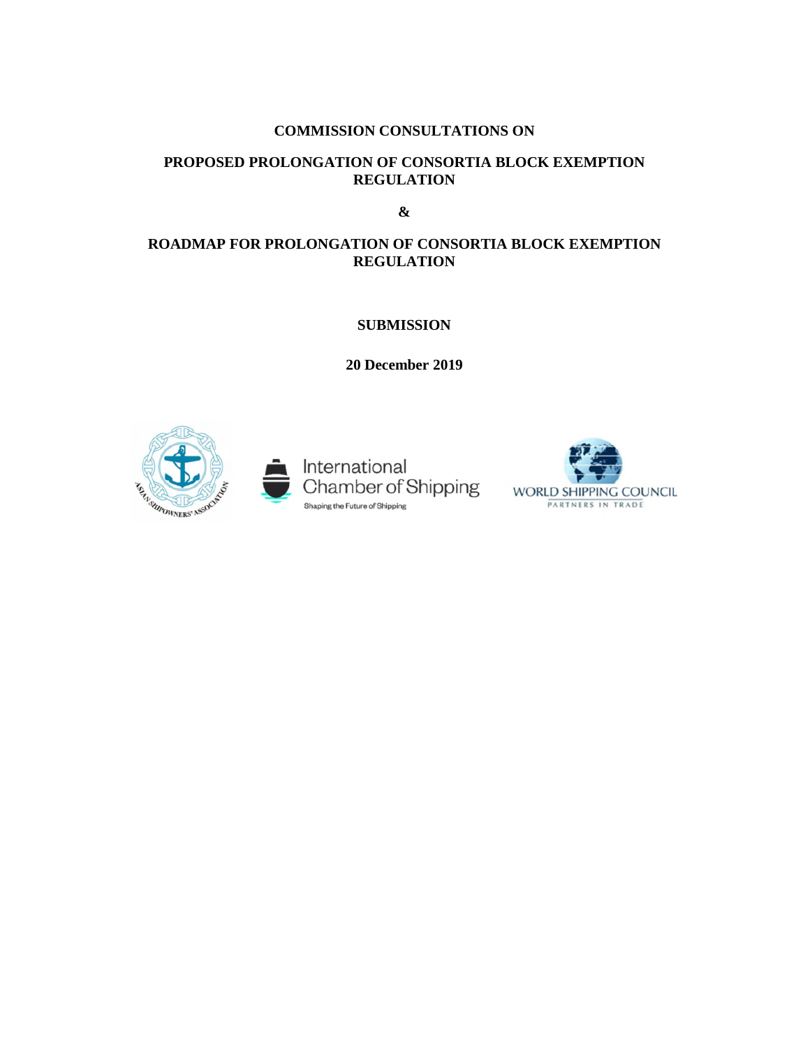**COMMISSION CONSULTATIONS ON**

**PROPOSED PROLONGATION OF CONSORTIA BLOCK EXEMPTION REGULATION**

**&**

**ROADMAP FOR PROLONGATION OF CONSORTIA BLOCK EXEMPTION REGULATION**

**SUBMISSION**

**20 December 2019**

ASIAN SHIPOWNERS' ASSOCIATION

International Chamber of Shipping
Shaping the Future of Shipping

WORLD SHIPPING COUNCIL
PARTNERS IN TRADE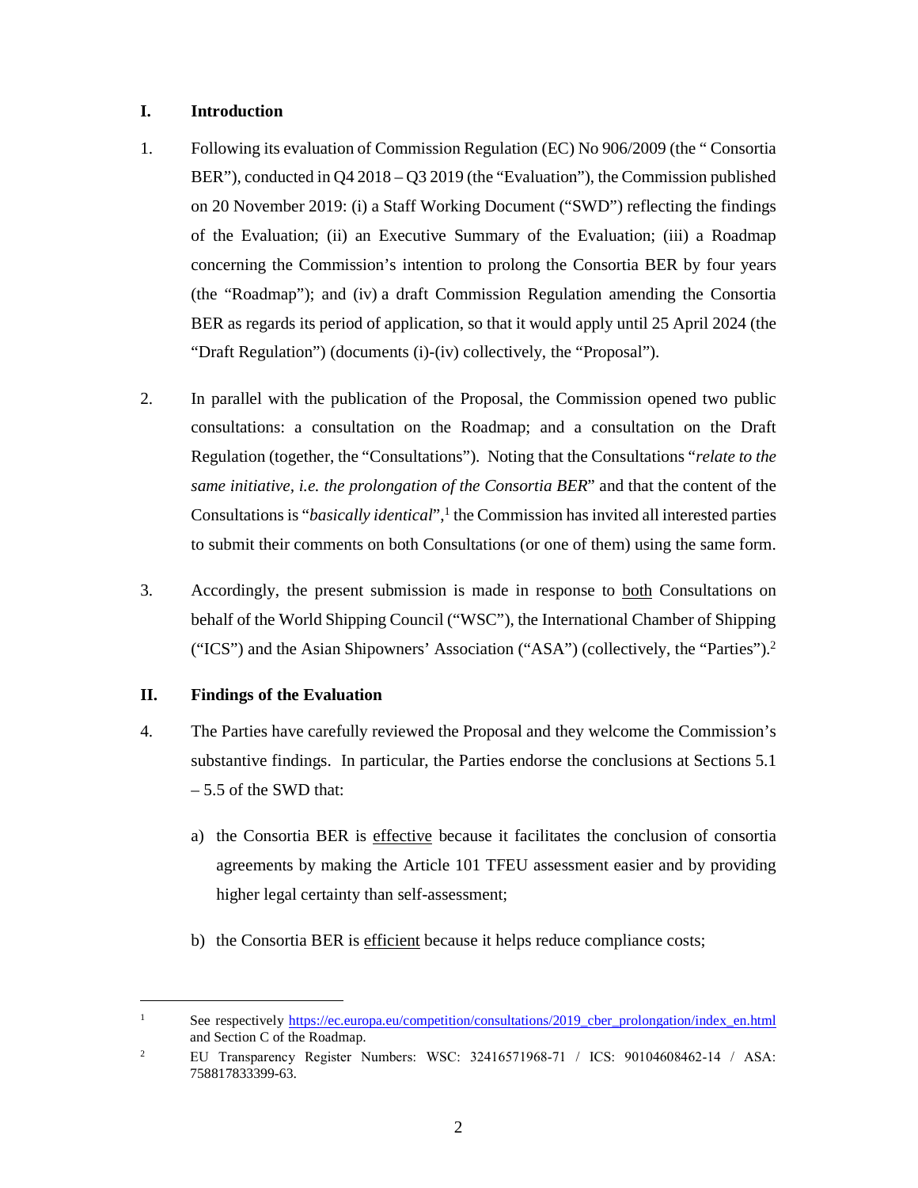## I. Introduction

1. Following its evaluation of Commission Regulation (EC) No 906/2009 (the " Consortia BER"), conducted in Q4 2018 – Q3 2019 (the "Evaluation"), the Commission published on 20 November 2019: (i) a Staff Working Document ("SWD") reflecting the findings of the Evaluation; (ii) an Executive Summary of the Evaluation; (iii) a Roadmap concerning the Commission's intention to prolong the Consortia BER by four years (the "Roadmap"); and (iv) a draft Commission Regulation amending the Consortia BER as regards its period of application, so that it would apply until 25 April 2024 (the "Draft Regulation") (documents (i)-(iv) collectively, the "Proposal").

2. In parallel with the publication of the Proposal, the Commission opened two public consultations: a consultation on the Roadmap; and a consultation on the Draft Regulation (together, the "Consultations"). Noting that the Consultations "*relate to the same initiative, i.e. the prolongation of the Consortia BER*" and that the content of the Consultations is "*basically identical*",[1] the Commission has invited all interested parties to submit their comments on both Consultations (or one of them) using the same form.

3. Accordingly, the present submission is made in response to both Consultations on behalf of the World Shipping Council ("WSC"), the International Chamber of Shipping ("ICS") and the Asian Shipowners' Association ("ASA") (collectively, the "Parties").[2]

## II. Findings of the Evaluation

4. The Parties have carefully reviewed the Proposal and they welcome the Commission's substantive findings. In particular, the Parties endorse the conclusions at Sections 5.1 – 5.5 of the SWD that:

   a) the Consortia BER is effective because it facilitates the conclusion of consortia agreements by making the Article 101 TFEU assessment easier and by providing higher legal certainty than self-assessment;

   b) the Consortia BER is efficient because it helps reduce compliance costs;

---

[1] See respectively https://ec.europa.eu/competition/consultations/2019_cber_prolongation/index_en.html and Section C of the Roadmap.

[2] EU Transparency Register Numbers: WSC: 32416571968-71 / ICS: 90104608462-14 / ASA: 758817833399-63.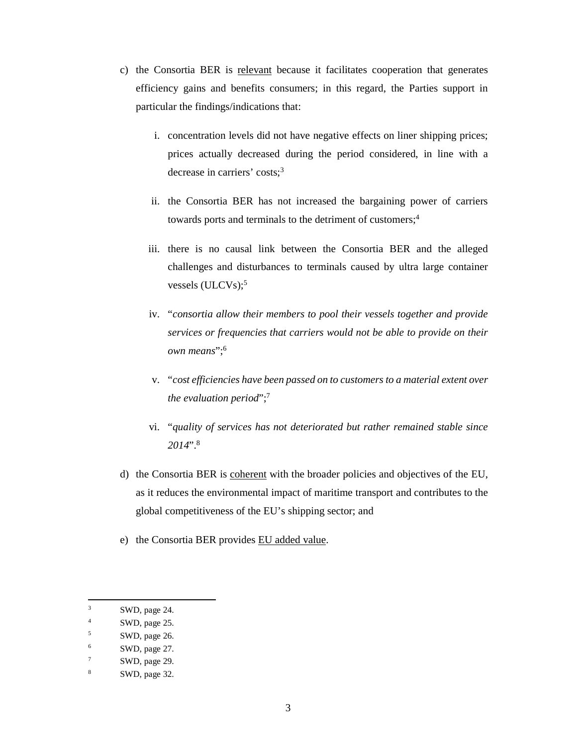c) the Consortia BER is <u>relevant</u> because it facilitates cooperation that generates efficiency gains and benefits consumers; in this regard, the Parties support in particular the findings/indications that:

   i. concentration levels did not have negative effects on liner shipping prices; prices actually decreased during the period considered, in line with a decrease in carriers' costs;[3]

   ii. the Consortia BER has not increased the bargaining power of carriers towards ports and terminals to the detriment of customers;[4]

   iii. there is no causal link between the Consortia BER and the alleged challenges and disturbances to terminals caused by ultra large container vessels (ULCVs);[5]

   iv. "*consortia allow their members to pool their vessels together and provide services or frequencies that carriers would not be able to provide on their own means*";[6]

   v. "*cost efficiencies have been passed on to customers to a material extent over the evaluation period*";[7]

   vi. "*quality of services has not deteriorated but rather remained stable since 2014*".[8]

d) the Consortia BER is <u>coherent</u> with the broader policies and objectives of the EU, as it reduces the environmental impact of maritime transport and contributes to the global competitiveness of the EU's shipping sector; and

e) the Consortia BER provides <u>EU added value</u>.

---

[3] SWD, page 24.

[4] SWD, page 25.

[5] SWD, page 26.

[6] SWD, page 27.

[7] SWD, page 29.

[8] SWD, page 32.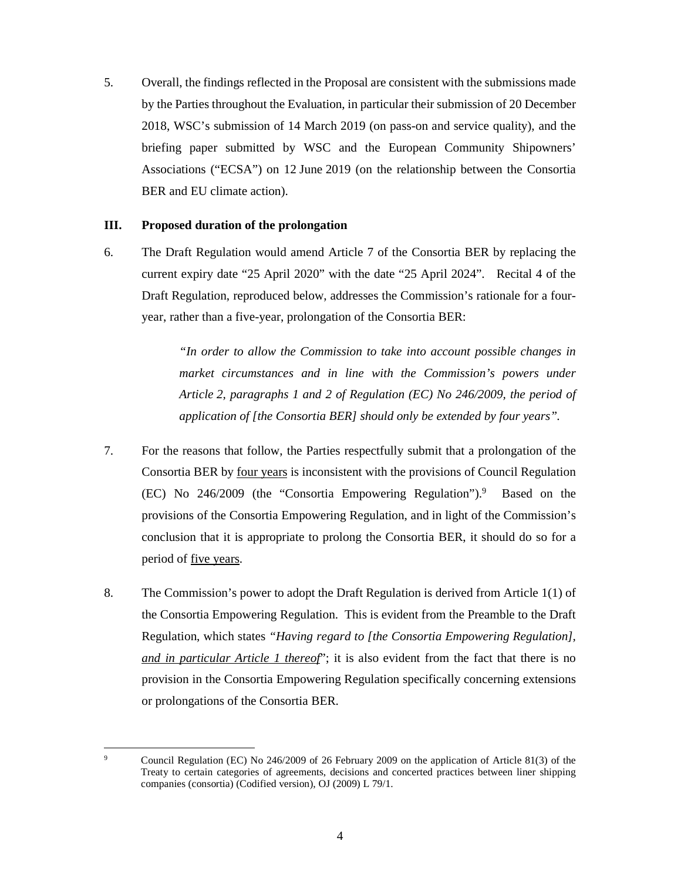5. Overall, the findings reflected in the Proposal are consistent with the submissions made by the Parties throughout the Evaluation, in particular their submission of 20 December 2018, WSC's submission of 14 March 2019 (on pass-on and service quality), and the briefing paper submitted by WSC and the European Community Shipowners' Associations ("ECSA") on 12 June 2019 (on the relationship between the Consortia BER and EU climate action).

## III. Proposed duration of the prolongation

6. The Draft Regulation would amend Article 7 of the Consortia BER by replacing the current expiry date "25 April 2020" with the date "25 April 2024". Recital 4 of the Draft Regulation, reproduced below, addresses the Commission's rationale for a four-year, rather than a five-year, prolongation of the Consortia BER:

> *"In order to allow the Commission to take into account possible changes in market circumstances and in line with the Commission's powers under Article 2, paragraphs 1 and 2 of Regulation (EC) No 246/2009, the period of application of [the Consortia BER] should only be extended by four years".*

7. For the reasons that follow, the Parties respectfully submit that a prolongation of the Consortia BER by <u>four years</u> is inconsistent with the provisions of Council Regulation (EC) No 246/2009 (the "Consortia Empowering Regulation").[9] Based on the provisions of the Consortia Empowering Regulation, and in light of the Commission's conclusion that it is appropriate to prolong the Consortia BER, it should do so for a period of <u>five years</u>.

8. The Commission's power to adopt the Draft Regulation is derived from Article 1(1) of the Consortia Empowering Regulation. This is evident from the Preamble to the Draft Regulation, which states *"Having regard to [the Consortia Empowering Regulation], <u>and in particular Article 1 thereof</u>"*; it is also evident from the fact that there is no provision in the Consortia Empowering Regulation specifically concerning extensions or prolongations of the Consortia BER.

---

[9] Council Regulation (EC) No 246/2009 of 26 February 2009 on the application of Article 81(3) of the Treaty to certain categories of agreements, decisions and concerted practices between liner shipping companies (consortia) (Codified version), OJ (2009) L 79/1.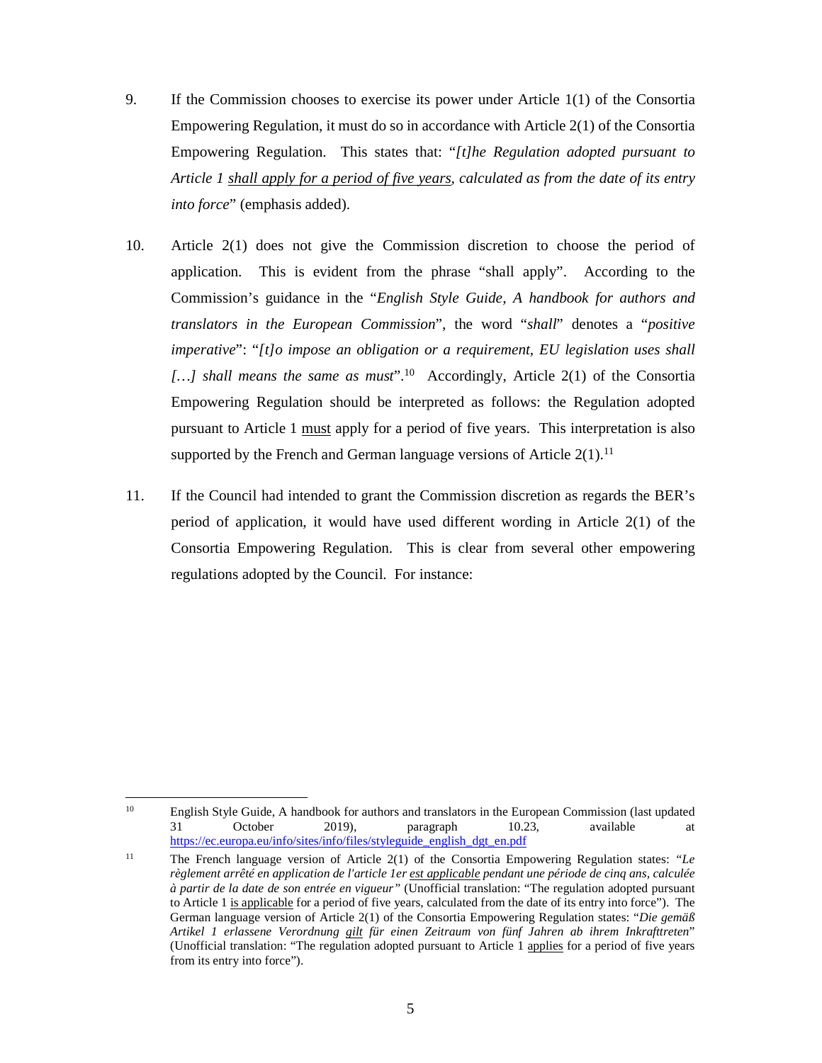9. If the Commission chooses to exercise its power under Article 1(1) of the Consortia Empowering Regulation, it must do so in accordance with Article 2(1) of the Consortia Empowering Regulation. This states that: "*[t]he Regulation adopted pursuant to Article 1 <u>shall apply for a period of five years</u>, calculated as from the date of its entry into force*" (emphasis added).

10. Article 2(1) does not give the Commission discretion to choose the period of application. This is evident from the phrase "shall apply". According to the Commission's guidance in the "*English Style Guide, A handbook for authors and translators in the European Commission*", the word "*shall*" denotes a "*positive imperative*": "*[t]o impose an obligation or a requirement, EU legislation uses shall […] shall means the same as must*".[10] Accordingly, Article 2(1) of the Consortia Empowering Regulation should be interpreted as follows: the Regulation adopted pursuant to Article 1 <u>must</u> apply for a period of five years. This interpretation is also supported by the French and German language versions of Article 2(1).[11]

11. If the Council had intended to grant the Commission discretion as regards the BER's period of application, it would have used different wording in Article 2(1) of the Consortia Empowering Regulation. This is clear from several other empowering regulations adopted by the Council. For instance:

---

[10] English Style Guide, A handbook for authors and translators in the European Commission (last updated 31 October 2019), paragraph 10.23, available at https://ec.europa.eu/info/sites/info/files/styleguide_english_dgt_en.pdf

[11] The French language version of Article 2(1) of the Consortia Empowering Regulation states: *"Le règlement arrêté en application de l'article 1er <u>est applicable</u> pendant une période de cinq ans, calculée à partir de la date de son entrée en vigueur"* (Unofficial translation: "The regulation adopted pursuant to Article 1 <u>is applicable</u> for a period of five years, calculated from the date of its entry into force"). The German language version of Article 2(1) of the Consortia Empowering Regulation states: "*Die gemäß Artikel 1 erlassene Verordnung <u>gilt</u> für einen Zeitraum von fünf Jahren ab ihrem Inkrafttreten*" (Unofficial translation: "The regulation adopted pursuant to Article 1 <u>applies</u> for a period of five years from its entry into force").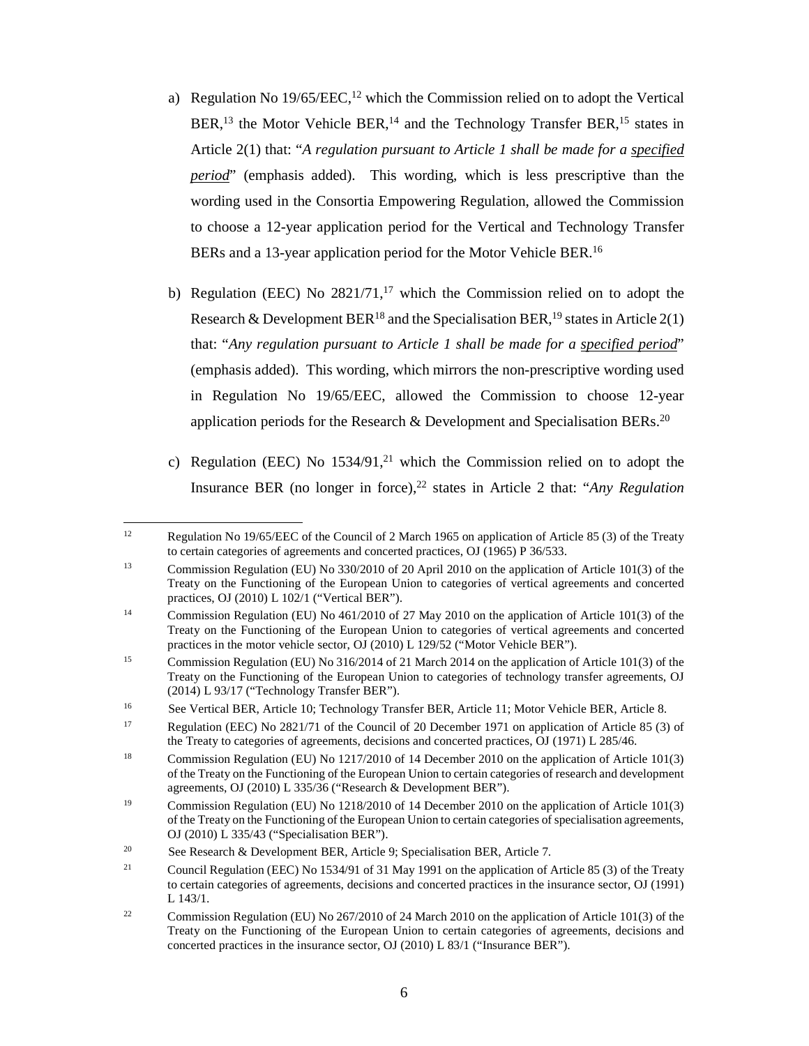a) Regulation No 19/65/EEC,[12] which the Commission relied on to adopt the Vertical BER,[13] the Motor Vehicle BER,[14] and the Technology Transfer BER,[15] states in Article 2(1) that: "*A regulation pursuant to Article 1 shall be made for a <u>specified period</u>*" (emphasis added). This wording, which is less prescriptive than the wording used in the Consortia Empowering Regulation, allowed the Commission to choose a 12-year application period for the Vertical and Technology Transfer BERs and a 13-year application period for the Motor Vehicle BER.[16]

b) Regulation (EEC) No 2821/71,[17] which the Commission relied on to adopt the Research & Development BER[18] and the Specialisation BER,[19] states in Article 2(1) that: "*Any regulation pursuant to Article 1 shall be made for a <u>specified period</u>*" (emphasis added). This wording, which mirrors the non-prescriptive wording used in Regulation No 19/65/EEC, allowed the Commission to choose 12-year application periods for the Research & Development and Specialisation BERs.[20]

c) Regulation (EEC) No 1534/91,[21] which the Commission relied on to adopt the Insurance BER (no longer in force),[22] states in Article 2 that: "*Any Regulation*

---

[12] Regulation No 19/65/EEC of the Council of 2 March 1965 on application of Article 85 (3) of the Treaty to certain categories of agreements and concerted practices, OJ (1965) P 36/533.

[13] Commission Regulation (EU) No 330/2010 of 20 April 2010 on the application of Article 101(3) of the Treaty on the Functioning of the European Union to categories of vertical agreements and concerted practices, OJ (2010) L 102/1 ("Vertical BER").

[14] Commission Regulation (EU) No 461/2010 of 27 May 2010 on the application of Article 101(3) of the Treaty on the Functioning of the European Union to categories of vertical agreements and concerted practices in the motor vehicle sector, OJ (2010) L 129/52 ("Motor Vehicle BER").

[15] Commission Regulation (EU) No 316/2014 of 21 March 2014 on the application of Article 101(3) of the Treaty on the Functioning of the European Union to categories of technology transfer agreements, OJ (2014) L 93/17 ("Technology Transfer BER").

[16] See Vertical BER, Article 10; Technology Transfer BER, Article 11; Motor Vehicle BER, Article 8.

[17] Regulation (EEC) No 2821/71 of the Council of 20 December 1971 on application of Article 85 (3) of the Treaty to categories of agreements, decisions and concerted practices, OJ (1971) L 285/46.

[18] Commission Regulation (EU) No 1217/2010 of 14 December 2010 on the application of Article 101(3) of the Treaty on the Functioning of the European Union to certain categories of research and development agreements, OJ (2010) L 335/36 ("Research & Development BER").

[19] Commission Regulation (EU) No 1218/2010 of 14 December 2010 on the application of Article 101(3) of the Treaty on the Functioning of the European Union to certain categories of specialisation agreements, OJ (2010) L 335/43 ("Specialisation BER").

[20] See Research & Development BER, Article 9; Specialisation BER, Article 7.

[21] Council Regulation (EEC) No 1534/91 of 31 May 1991 on the application of Article 85 (3) of the Treaty to certain categories of agreements, decisions and concerted practices in the insurance sector, OJ (1991) L 143/1.

[22] Commission Regulation (EU) No 267/2010 of 24 March 2010 on the application of Article 101(3) of the Treaty on the Functioning of the European Union to certain categories of agreements, decisions and concerted practices in the insurance sector, OJ (2010) L 83/1 ("Insurance BER").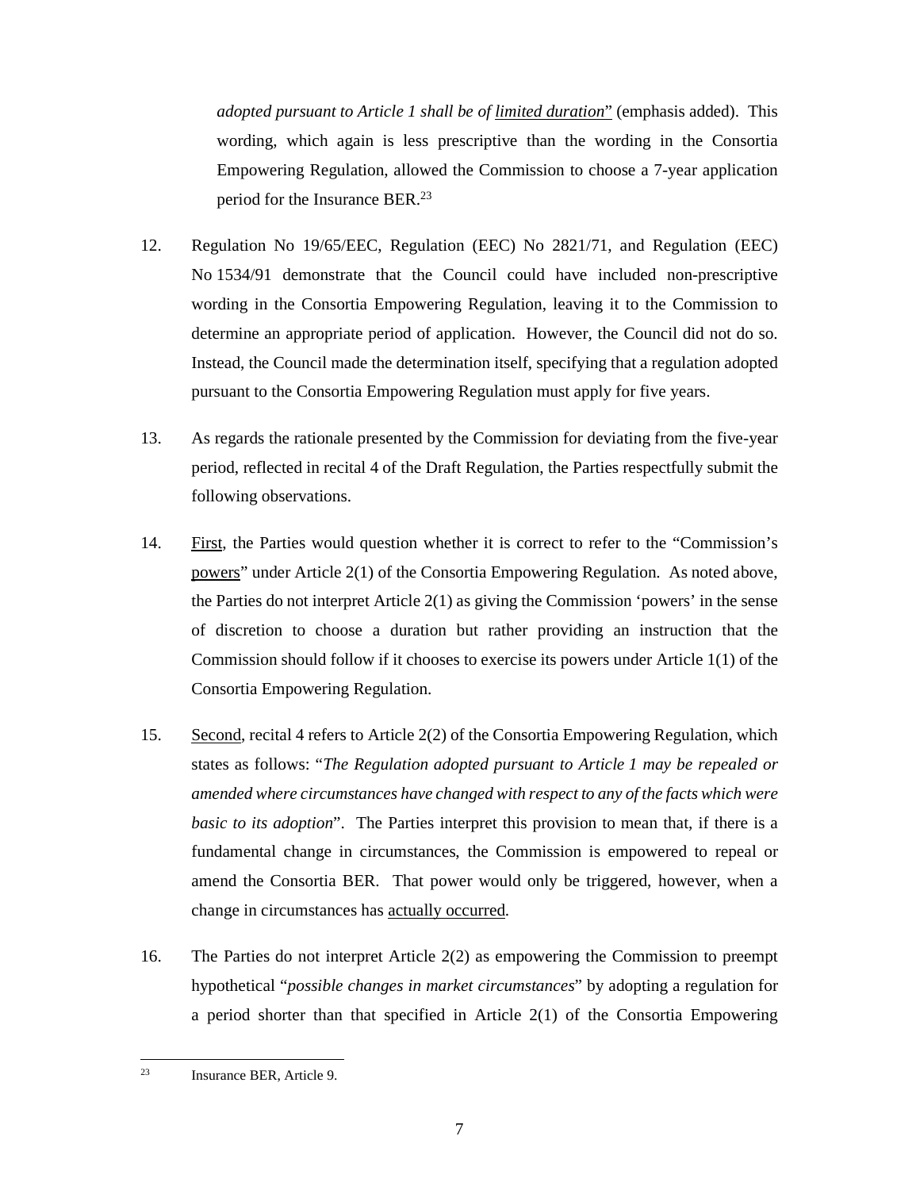*adopted pursuant to Article 1 shall be of* *limited duration*" (emphasis added). This wording, which again is less prescriptive than the wording in the Consortia Empowering Regulation, allowed the Commission to choose a 7-year application period for the Insurance BER.[23]

12. Regulation No 19/65/EEC, Regulation (EEC) No 2821/71, and Regulation (EEC) No 1534/91 demonstrate that the Council could have included non-prescriptive wording in the Consortia Empowering Regulation, leaving it to the Commission to determine an appropriate period of application. However, the Council did not do so. Instead, the Council made the determination itself, specifying that a regulation adopted pursuant to the Consortia Empowering Regulation must apply for five years.

13. As regards the rationale presented by the Commission for deviating from the five-year period, reflected in recital 4 of the Draft Regulation, the Parties respectfully submit the following observations.

14. First, the Parties would question whether it is correct to refer to the "Commission's powers" under Article 2(1) of the Consortia Empowering Regulation. As noted above, the Parties do not interpret Article 2(1) as giving the Commission 'powers' in the sense of discretion to choose a duration but rather providing an instruction that the Commission should follow if it chooses to exercise its powers under Article 1(1) of the Consortia Empowering Regulation.

15. Second, recital 4 refers to Article 2(2) of the Consortia Empowering Regulation, which states as follows: "*The Regulation adopted pursuant to Article 1 may be repealed or amended where circumstances have changed with respect to any of the facts which were basic to its adoption*". The Parties interpret this provision to mean that, if there is a fundamental change in circumstances, the Commission is empowered to repeal or amend the Consortia BER. That power would only be triggered, however, when a change in circumstances has actually occurred.

16. The Parties do not interpret Article 2(2) as empowering the Commission to preempt hypothetical "*possible changes in market circumstances*" by adopting a regulation for a period shorter than that specified in Article 2(1) of the Consortia Empowering

---

[23] Insurance BER, Article 9.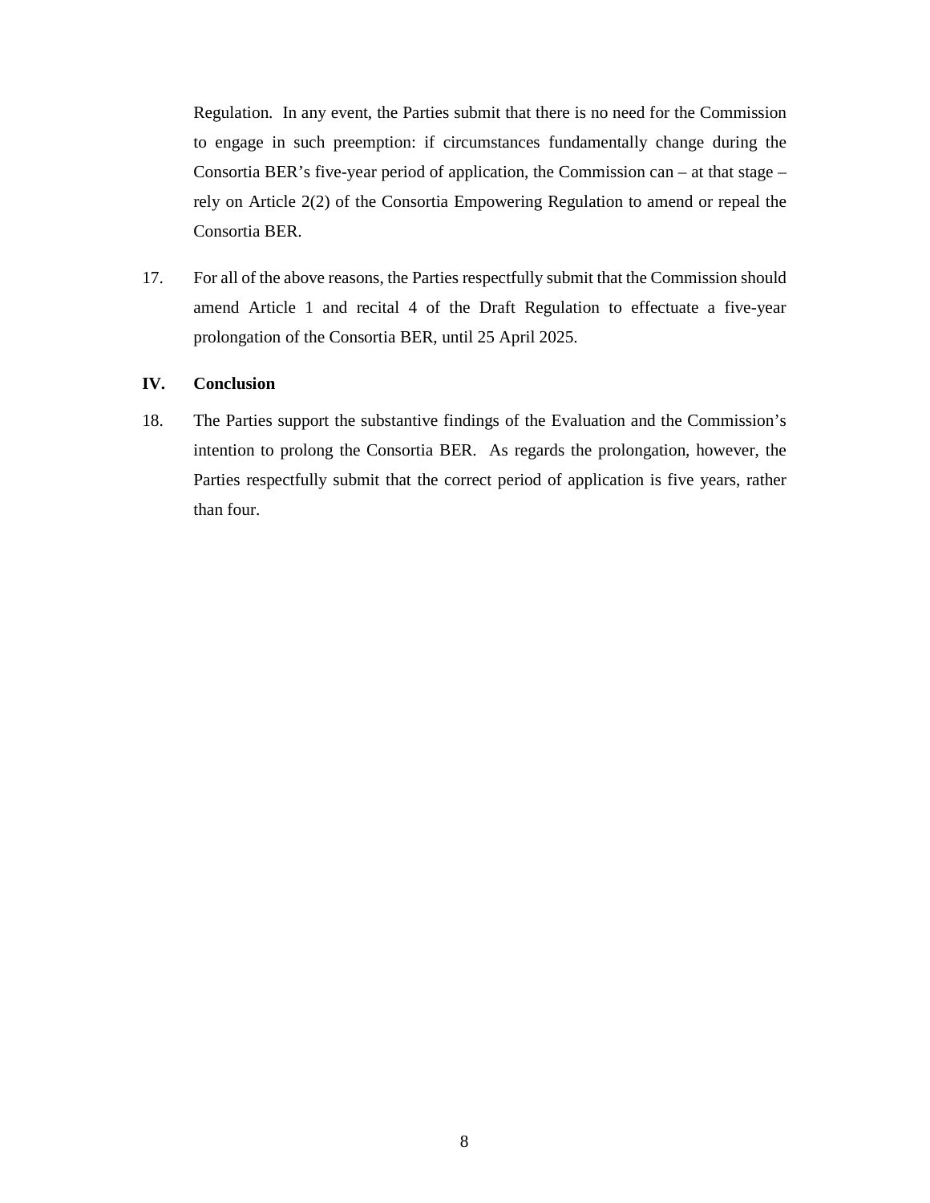Regulation. In any event, the Parties submit that there is no need for the Commission to engage in such preemption: if circumstances fundamentally change during the Consortia BER's five-year period of application, the Commission can – at that stage – rely on Article 2(2) of the Consortia Empowering Regulation to amend or repeal the Consortia BER.

17. For all of the above reasons, the Parties respectfully submit that the Commission should amend Article 1 and recital 4 of the Draft Regulation to effectuate a five-year prolongation of the Consortia BER, until 25 April 2025.

## IV. Conclusion

18. The Parties support the substantive findings of the Evaluation and the Commission's intention to prolong the Consortia BER. As regards the prolongation, however, the Parties respectfully submit that the correct period of application is five years, rather than four.